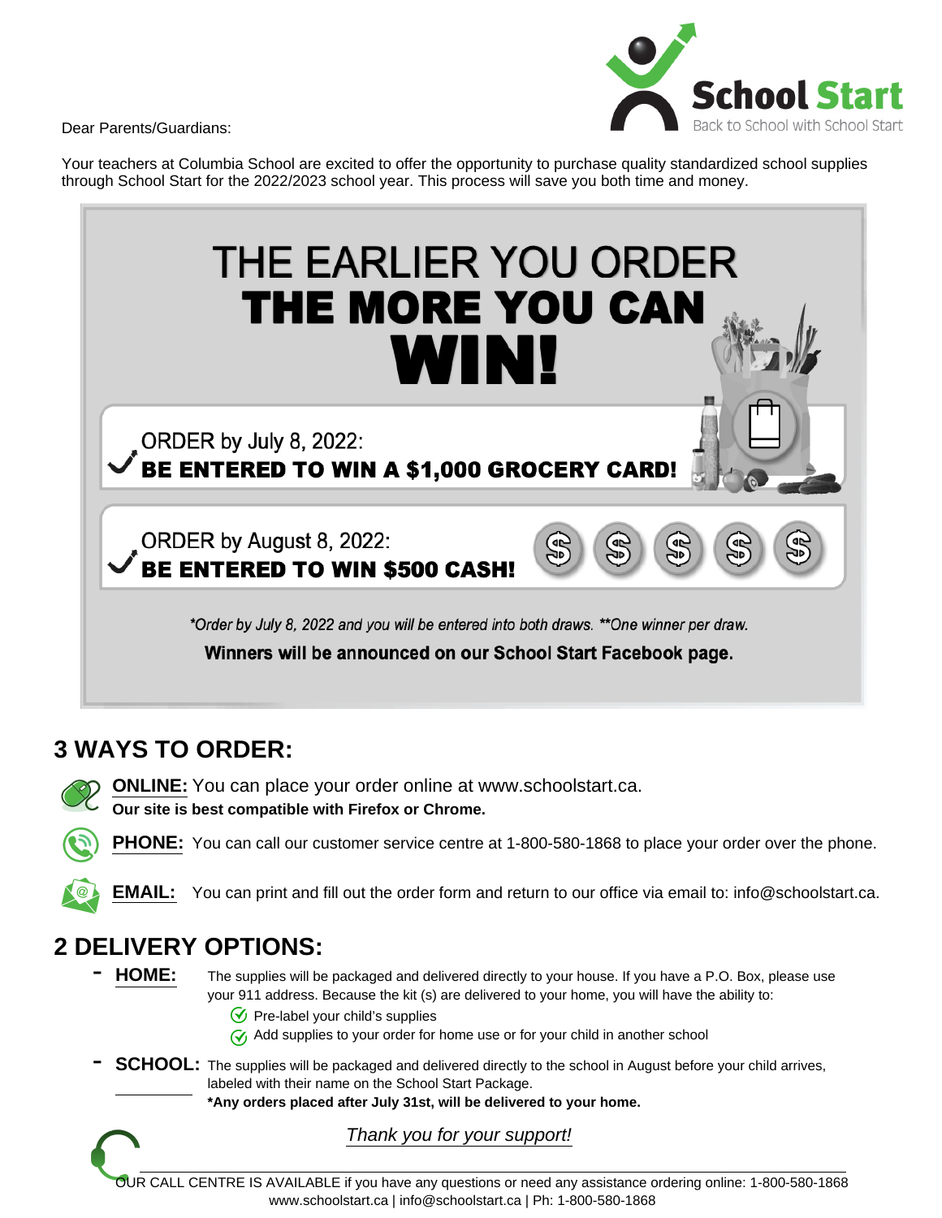**School Start**
Back to School with School Start

Dear Parents/Guardians:

Your teachers at Columbia School are excited to offer the opportunity to purchase quality standardized school supplies through School Start for the 2022/2023 school year. This process will save you both time and money.

# THE EARLIER YOU ORDER **THE MORE YOU CAN WIN!**

✔ ORDER by July 8, 2022:
**BE ENTERED TO WIN A $1,000 GROCERY CARD!**

✔ ORDER by August 8, 2022:
**BE ENTERED TO WIN $500 CASH!**

*\*Order by July 8, 2022 and you will be entered into both draws. \*\*One winner per draw.*

**Winners will be announced on our School Start Facebook page.**

## 3 WAYS TO ORDER:

**ONLINE:** You can place your order online at www.schoolstart.ca.
**Our site is best compatible with Firefox or Chrome.**

**PHONE:** You can call our customer service centre at 1-800-580-1868 to place your order over the phone.

**EMAIL:** You can print and fill out the order form and return to our office via email to: info@schoolstart.ca.

## 2 DELIVERY OPTIONS:

- **HOME:** The supplies will be packaged and delivered directly to your house. If you have a P.O. Box, please use your 911 address. Because the kit (s) are delivered to your home, you will have the ability to:
  - Pre-label your child's supplies
  - Add supplies to your order for home use or for your child in another school
- **SCHOOL:** The supplies will be packaged and delivered directly to the school in August before your child arrives, labeled with their name on the School Start Package.
  **\*Any orders placed after July 31st, will be delivered to your home.**

*Thank you for your support!*

OUR CALL CENTRE IS AVAILABLE if you have any questions or need any assistance ordering online: 1-800-580-1868

www.schoolstart.ca | info@schoolstart.ca | Ph: 1-800-580-1868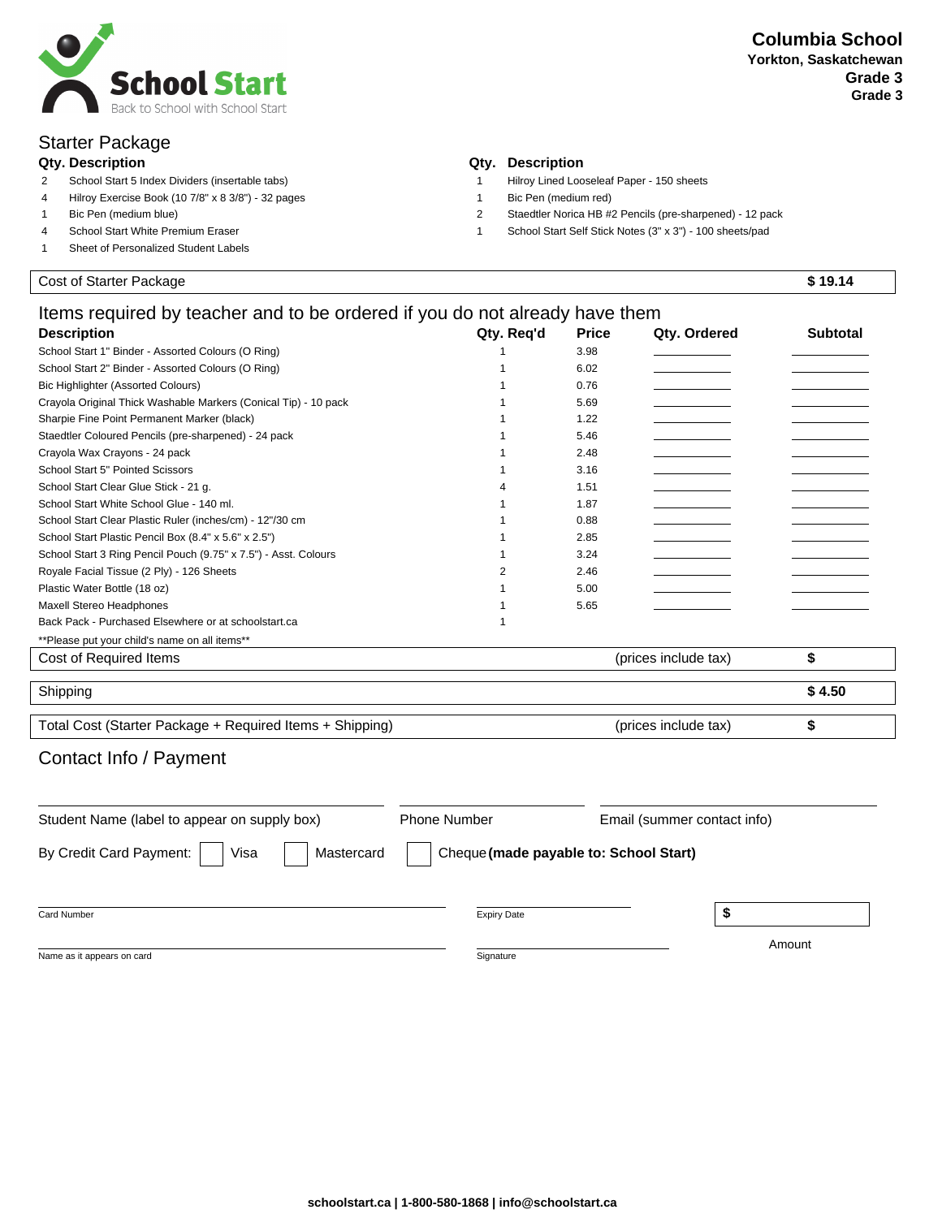School Start
Back to School with School Start

**Columbia School**
**Yorkton, Saskatchewan**
**Grade 3**
**Grade 3**

## Starter Package

| Qty. | Description | Qty. | Description |
|---|---|---|---|
| 2 | School Start 5 Index Dividers (insertable tabs) | 1 | Hilroy Lined Looseleaf Paper - 150 sheets |
| 4 | Hilroy Exercise Book (10 7/8" x 8 3/8") - 32 pages | 1 | Bic Pen (medium red) |
| 1 | Bic Pen (medium blue) | 2 | Staedtler Norica HB #2 Pencils (pre-sharpened) - 12 pack |
| 4 | School Start White Premium Eraser | 1 | School Start Self Stick Notes (3" x 3") - 100 sheets/pad |
| 1 | Sheet of Personalized Student Labels | | |

Cost of Starter Package **$ 19.14**

## Items required by teacher and to be ordered if you do not already have them

| Description | Qty. Req'd | Price | Qty. Ordered | Subtotal |
|---|---|---|---|---|
| School Start 1" Binder - Assorted Colours (O Ring) | 1 | 3.98 | ________ | ________ |
| School Start 2" Binder - Assorted Colours (O Ring) | 1 | 6.02 | ________ | ________ |
| Bic Highlighter (Assorted Colours) | 1 | 0.76 | ________ | ________ |
| Crayola Original Thick Washable Markers (Conical Tip) - 10 pack | 1 | 5.69 | ________ | ________ |
| Sharpie Fine Point Permanent Marker (black) | 1 | 1.22 | ________ | ________ |
| Staedtler Coloured Pencils (pre-sharpened) - 24 pack | 1 | 5.46 | ________ | ________ |
| Crayola Wax Crayons - 24 pack | 1 | 2.48 | ________ | ________ |
| School Start 5" Pointed Scissors | 1 | 3.16 | ________ | ________ |
| School Start Clear Glue Stick - 21 g. | 4 | 1.51 | ________ | ________ |
| School Start White School Glue - 140 ml. | 1 | 1.87 | ________ | ________ |
| School Start Clear Plastic Ruler (inches/cm) - 12"/30 cm | 1 | 0.88 | ________ | ________ |
| School Start Plastic Pencil Box (8.4" x 5.6" x 2.5") | 1 | 2.85 | ________ | ________ |
| School Start 3 Ring Pencil Pouch (9.75" x 7.5") - Asst. Colours | 1 | 3.24 | ________ | ________ |
| Royale Facial Tissue (2 Ply) - 126 Sheets | 2 | 2.46 | ________ | ________ |
| Plastic Water Bottle (18 oz) | 1 | 5.00 | ________ | ________ |
| Maxell Stereo Headphones | 1 | 5.65 | ________ | ________ |
| Back Pack - Purchased Elsewhere or at schoolstart.ca | 1 | | | |

**Please put your child's name on all items**

Cost of Required Items (prices include tax) **$**

Shipping **$ 4.50**

Total Cost (Starter Package + Required Items + Shipping) (prices include tax) **$**

## Contact Info / Payment

Student Name (label to appear on supply box) ________________

Phone Number ________________

Email (summer contact info) ________________

By Credit Card Payment: ☐ Visa ☐ Mastercard ☐ Cheque **(made payable to: School Start)**

Card Number ________________

Expiry Date ________________

Name as it appears on card ________________

Signature ________________

Amount **$** ________________

schoolstart.ca | 1-800-580-1868 | info@schoolstart.ca